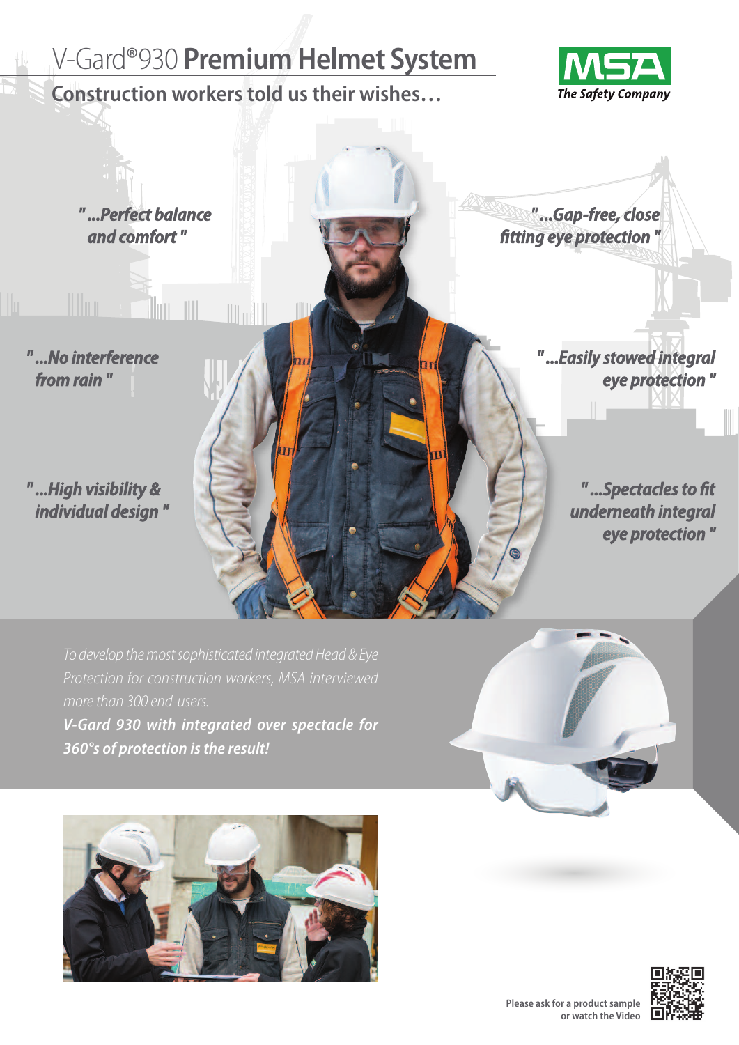# V-Gard®930 **Premium Helmet System**

## Construction workers told us their wishes…

MSA
The Safety Company

*"...Perfect balance and comfort"*

*"...Gap-free, close fitting eye protection"*

*"...No interference from rain"*

*"...Easily stowed integral eye protection"*

*"...High visibility & individual design"*

*"...Spectacles to fit underneath integral eye protection"*

*To develop the most sophisticated integrated Head & Eye Protection for construction workers, MSA interviewed more than 300 end-users.*

***V-Gard 930 with integrated over spectacle for 360°s of protection is the result!***

**Please ask for a product sample or watch the Video**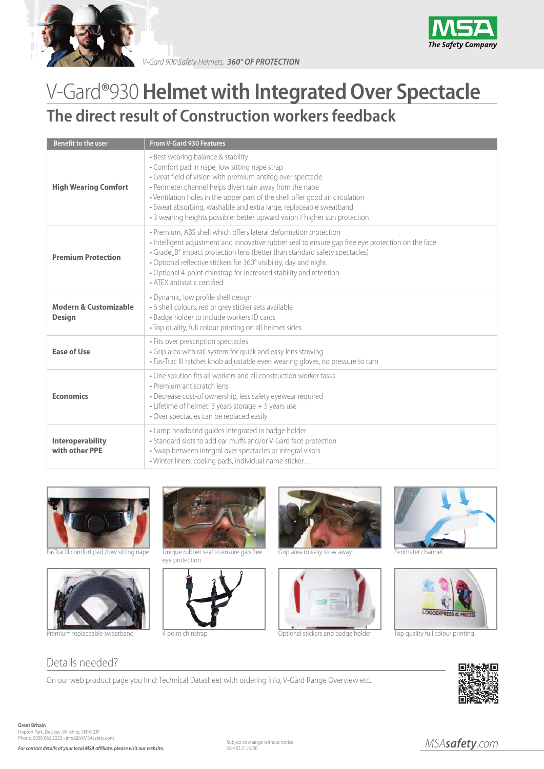V-Gard 900 Safety Helmets, ***360° OF PROTECTION***

# V-Gard®930 **Helmet with Integrated Over Spectacle**

## The direct result of Construction workers feedback

| Benefit to the user | From V-Gard 930 Features |
|---|---|
| **High Wearing Comfort** | • Best wearing balance & stability<br>• Comfort pad in nape, low sitting nape strap<br>• Great field of vision with premium antifog over spectacle<br>• Perimeter channel helps divert rain away from the nape<br>• Ventilation holes in the upper part of the shell offer good air circulation<br>• Sweat absorbing, washable and extra large, replaceable sweatband<br>• 3 wearing heights possible: better upward vision / higher sun protection |
| **Premium Protection** | • Premium, ABS shell which offers lateral deformation protection<br>• Intelligent adjustment and innovative rubber seal to ensure gap free eye protection on the face<br>• Grade „B" impact protection lens (better than standard safety spectacles)<br>• Optional reflective stickers for 360° visibility, day and night<br>• Optional 4-point chinstrap for increased stability and retention<br>• ATEX antistatic certified |
| **Modern & Customizable Design** | • Dynamic, low profile shell design<br>• 6 shell colours, red or grey sticker sets available<br>• Badge holder to include workers ID cards<br>• Top quality, full colour printing on all helmet sides |
| **Ease of Use** | • Fits over prescription spectacles<br>• Grip area with rail system for quick and easy lens stowing<br>• Fas-Trac III ratchet knob adjustable even wearing gloves, no pressure to turn |
| **Economics** | • One solution fits all workers and all construction worker tasks<br>• Premium antiscratch lens<br>• Decrease cost-of ownership, less safety eyewear required<br>• Lifetime of helmet: 3 years storage + 5 years use<br>• Over spectacles can be replaced easily |
| **Interoperability with other PPE** | • Lamp headband guides integrated in badge holder<br>• Standard slots to add ear muffs and/or V-Gard face protection<br>• Swap between integral over spectacles or integral visors<br>• Winter liners, cooling pads, individual name sticker… |

FasTracIII comfort pad /low sitting nape

Unique rubber seal to ensure gap free eye protection

Grip area to easy stow away

Perimeter channel

Premium replaceable sweatband

4 point chinstrap

Optional stickers and badge holder

Top quality full colour printing

## Details needed?

On our web product page you find: Technical Datasheet with ordering info, V-Gard Range Overview etc.

**Great Britain**
Hopton Park, Devizes ,Wiltshire, SN10 2JP
Phone. 0800 066 2222 • info.GB@MSAsafety.com

***For contact details of your local MSA affiliate, please visit our website.***

Subject to change without notice
06-403.2 UK/00

MSA*safety*.com